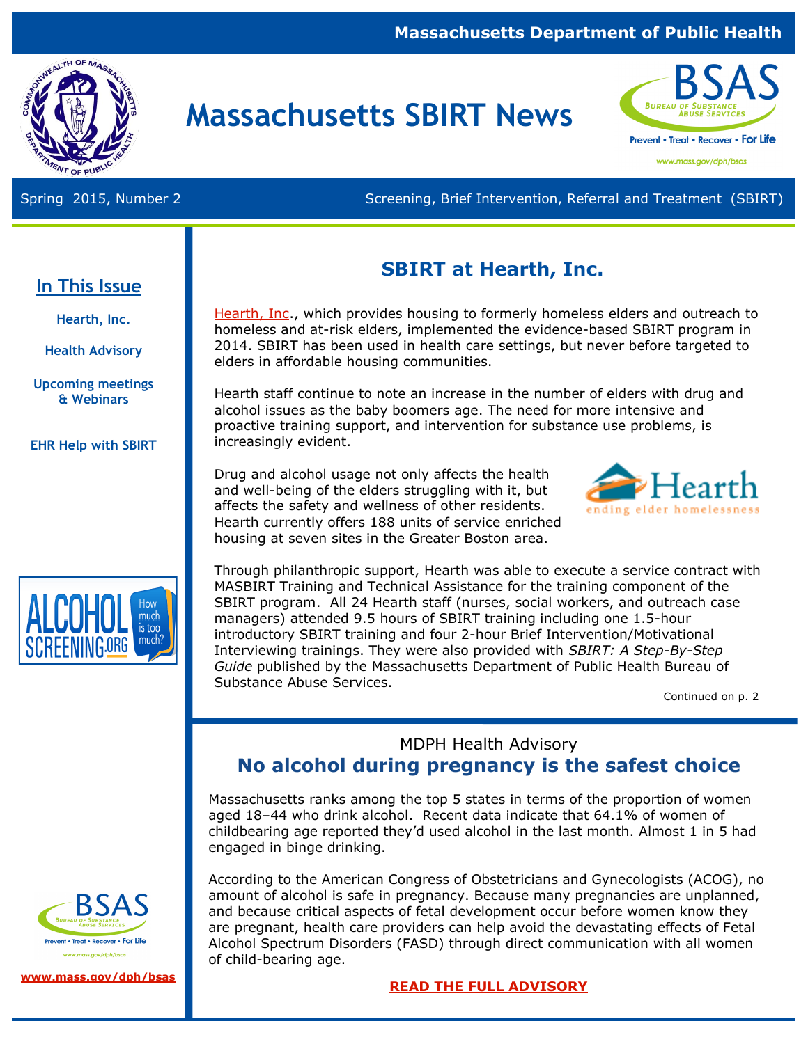Massachusetts Department of Public Health

# Massachusetts SBIRT News

Spring 2015, Number 2

Screening, Brief Intervention, Referral and Treatment (SBIRT)

## In This Issue

Hearth, Inc.

Health Advisory

Upcoming meetings & Webinars

EHR Help with SBIRT

www.mass.gov/dph/bsas

## SBIRT at Hearth, Inc.

Hearth, Inc., which provides housing to formerly homeless elders and outreach to homeless and at-risk elders, implemented the evidence-based SBIRT program in 2014. SBIRT has been used in health care settings, but never before targeted to elders in affordable housing communities.

Hearth staff continue to note an increase in the number of elders with drug and alcohol issues as the baby boomers age. The need for more intensive and proactive training support, and intervention for substance use problems, is increasingly evident.

Drug and alcohol usage not only affects the health and well-being of the elders struggling with it, but affects the safety and wellness of other residents. Hearth currently offers 188 units of service enriched housing at seven sites in the Greater Boston area.

Through philanthropic support, Hearth was able to execute a service contract with MASBIRT Training and Technical Assistance for the training component of the SBIRT program. All 24 Hearth staff (nurses, social workers, and outreach case managers) attended 9.5 hours of SBIRT training including one 1.5-hour introductory SBIRT training and four 2-hour Brief Intervention/Motivational Interviewing trainings. They were also provided with *SBIRT: A Step-By-Step Guide* published by the Massachusetts Department of Public Health Bureau of Substance Abuse Services.

Continued on p. 2

MDPH Health Advisory

## No alcohol during pregnancy is the safest choice

Massachusetts ranks among the top 5 states in terms of the proportion of women aged 18–44 who drink alcohol. Recent data indicate that 64.1% of women of childbearing age reported they'd used alcohol in the last month. Almost 1 in 5 had engaged in binge drinking.

According to the American Congress of Obstetricians and Gynecologists (ACOG), no amount of alcohol is safe in pregnancy. Because many pregnancies are unplanned, and because critical aspects of fetal development occur before women know they are pregnant, health care providers can help avoid the devastating effects of Fetal Alcohol Spectrum Disorders (FASD) through direct communication with all women of child-bearing age.

**READ THE FULL ADVISORY**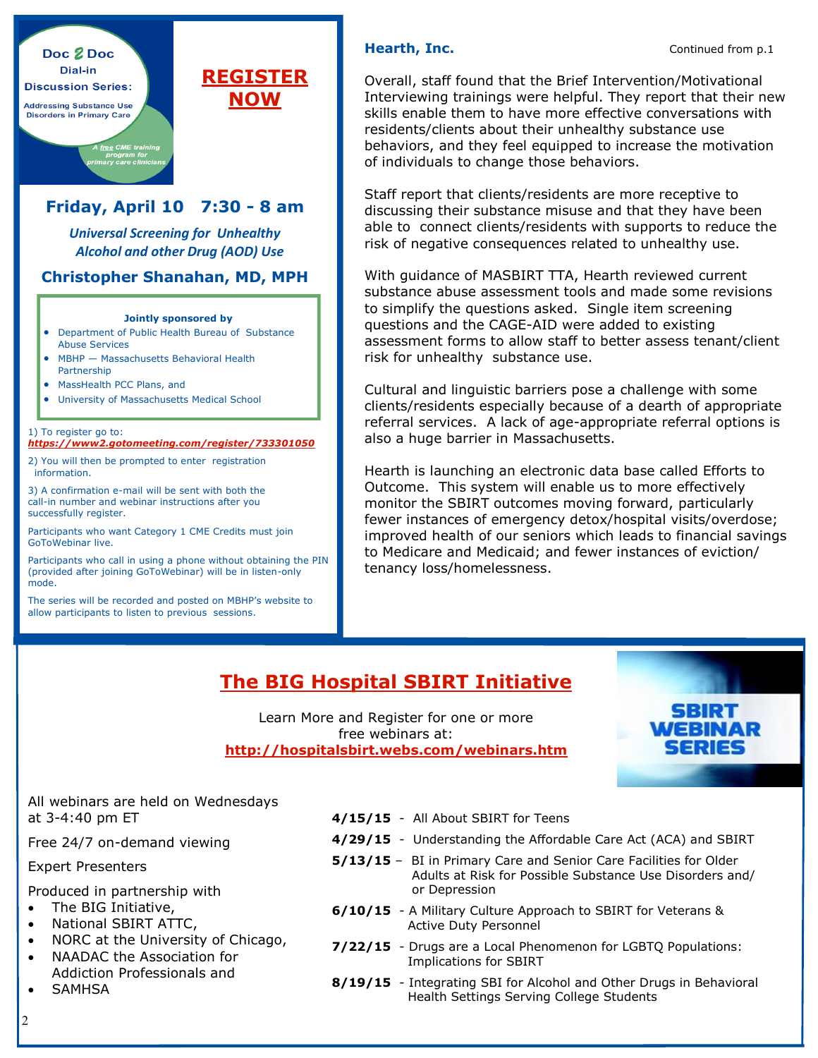Doc 2 Doc

Dial-in

Discussion Series:

Addressing Substance Use Disorders in Primary Care

*A free CME training program for primary care clinicians*

## REGISTER NOW

### Friday, April 10 7:30 - 8 am

***Universal Screening for Unhealthy Alcohol and other Drug (AOD) Use***

### Christopher Shanahan, MD, MPH

**Jointly sponsored by**

- Department of Public Health Bureau of Substance Abuse Services
- MBHP — Massachusetts Behavioral Health Partnership
- MassHealth PCC Plans, and
- University of Massachusetts Medical School

1) To register go to:
***https://www2.gotomeeting.com/register/733301050***

2) You will then be prompted to enter registration information.

3) A confirmation e-mail will be sent with both the call-in number and webinar instructions after you successfully register.

Participants who want Category 1 CME Credits must join GoToWebinar live.

Participants who call in using a phone without obtaining the PIN (provided after joining GoToWebinar) will be in listen-only mode.

The series will be recorded and posted on MBHP's website to allow participants to listen to previous sessions.

## Hearth, Inc.

Continued from p.1

Overall, staff found that the Brief Intervention/Motivational Interviewing trainings were helpful. They report that their new skills enable them to have more effective conversations with residents/clients about their unhealthy substance use behaviors, and they feel equipped to increase the motivation of individuals to change those behaviors.

Staff report that clients/residents are more receptive to discussing their substance misuse and that they have been able to connect clients/residents with supports to reduce the risk of negative consequences related to unhealthy use.

With guidance of MASBIRT TTA, Hearth reviewed current substance abuse assessment tools and made some revisions to simplify the questions asked. Single item screening questions and the CAGE-AID were added to existing assessment forms to allow staff to better assess tenant/client risk for unhealthy substance use.

Cultural and linguistic barriers pose a challenge with some clients/residents especially because of a dearth of appropriate referral services. A lack of age-appropriate referral options is also a huge barrier in Massachusetts.

Hearth is launching an electronic data base called Efforts to Outcome. This system will enable us to more effectively monitor the SBIRT outcomes moving forward, particularly fewer instances of emergency detox/hospital visits/overdose; improved health of our seniors which leads to financial savings to Medicare and Medicaid; and fewer instances of eviction/tenancy loss/homelessness.

## The BIG Hospital SBIRT Initiative

Learn More and Register for one or more free webinars at:
**http://hospitalsbirt.webs.com/webinars.htm**

SBIRT WEBINAR SERIES

All webinars are held on Wednesdays at 3-4:40 pm ET

Free 24/7 on-demand viewing

Expert Presenters

Produced in partnership with

- The BIG Initiative,
- National SBIRT ATTC,
- NORC at the University of Chicago,
- NAADAC the Association for Addiction Professionals and
- SAMHSA

**4/15/15** - All About SBIRT for Teens

**4/29/15** - Understanding the Affordable Care Act (ACA) and SBIRT

**5/13/15** – BI in Primary Care and Senior Care Facilities for Older Adults at Risk for Possible Substance Use Disorders and/or Depression

**6/10/15** - A Military Culture Approach to SBIRT for Veterans & Active Duty Personnel

**7/22/15** - Drugs are a Local Phenomenon for LGBTQ Populations: Implications for SBIRT

**8/19/15** - Integrating SBI for Alcohol and Other Drugs in Behavioral Health Settings Serving College Students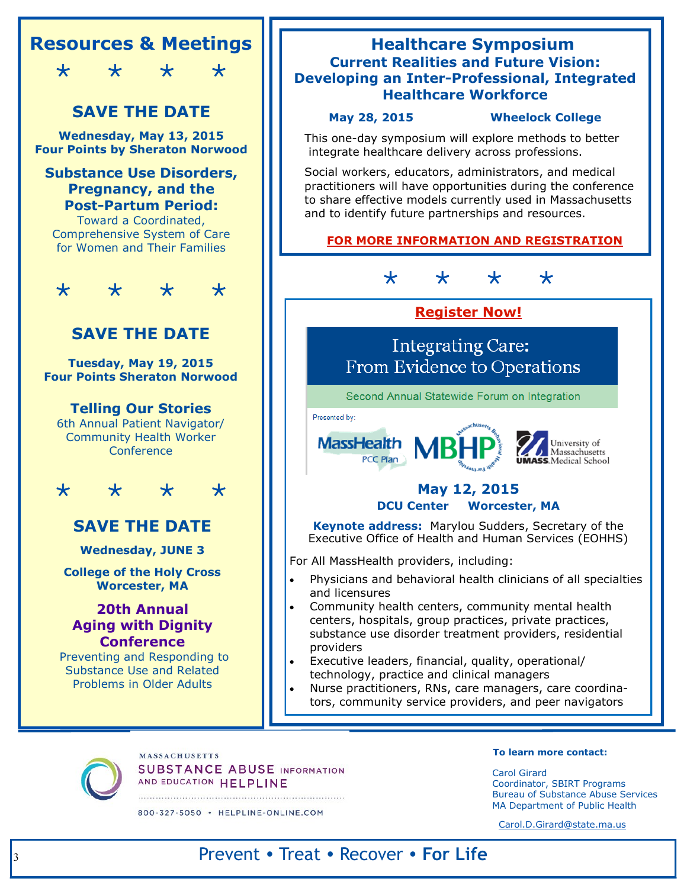## Resources & Meetings

* * * *

### SAVE THE DATE

**Wednesday, May 13, 2015**
**Four Points by Sheraton Norwood**

**Substance Use Disorders, Pregnancy, and the Post-Partum Period:**
Toward a Coordinated, Comprehensive System of Care for Women and Their Families

* * * *

### SAVE THE DATE

**Tuesday, May 19, 2015**
**Four Points Sheraton Norwood**

**Telling Our Stories**
6th Annual Patient Navigator/ Community Health Worker Conference

* * * *

### SAVE THE DATE

**Wednesday, JUNE 3**

**College of the Holy Cross**
**Worcester, MA**

**20th Annual Aging with Dignity Conference**
Preventing and Responding to Substance Use and Related Problems in Older Adults

## Healthcare Symposium

### Current Realities and Future Vision: Developing an Inter-Professional, Integrated Healthcare Workforce

**May 28, 2015** **Wheelock College**

This one-day symposium will explore methods to better integrate healthcare delivery across professions.

Social workers, educators, administrators, and medical practitioners will have opportunities during the conference to share effective models currently used in Massachusetts and to identify future partnerships and resources.

**FOR MORE INFORMATION AND REGISTRATION**

* * * *

**Register Now!**

### Integrating Care: From Evidence to Operations

Second Annual Statewide Forum on Integration

Presented by: MassHealth PCC Plan, MBHP Massachusetts Behavioral Health Partnership, University of Massachusetts UMASS Medical School

**May 12, 2015**
**DCU Center Worcester, MA**

**Keynote address:** Marylou Sudders, Secretary of the Executive Office of Health and Human Services (EOHHS)

For All MassHealth providers, including:

- Physicians and behavioral health clinicians of all specialties and licensures
- Community health centers, community mental health centers, hospitals, group practices, private practices, substance use disorder treatment providers, residential providers
- Executive leaders, financial, quality, operational/ technology, practice and clinical managers
- Nurse practitioners, RNs, care managers, care coordinators, community service providers, and peer navigators

MASSACHUSETTS SUBSTANCE ABUSE INFORMATION AND EDUCATION HELPLINE
800-327-5050 • HELPLINE-ONLINE.COM

**To learn more contact:**

Carol Girard
Coordinator, SBIRT Programs
Bureau of Substance Abuse Services
MA Department of Public Health

Carol.D.Girard@state.ma.us

Prevent • Treat • Recover • **For Life**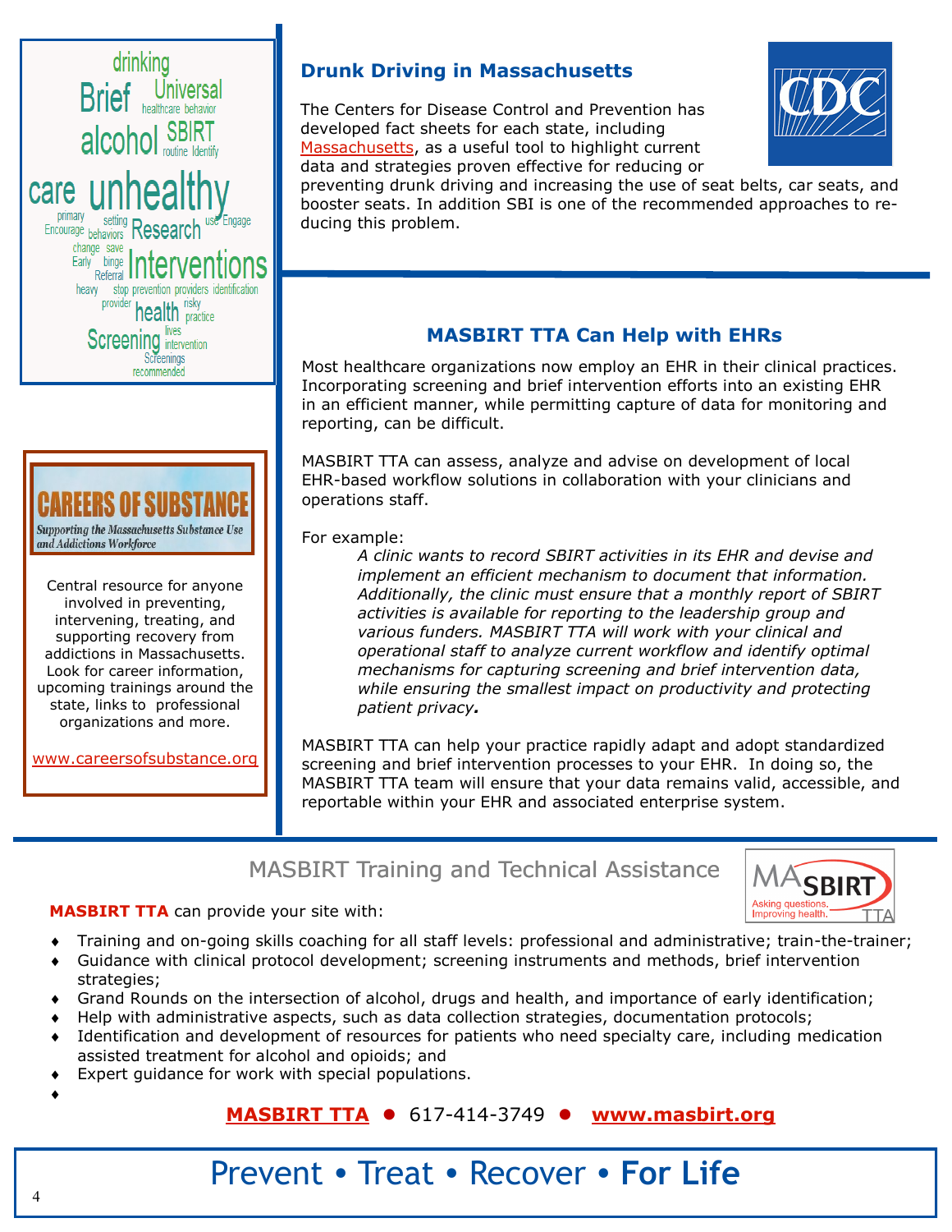## Drunk Driving in Massachusetts

The Centers for Disease Control and Prevention has developed fact sheets for each state, including Massachusetts, as a useful tool to highlight current data and strategies proven effective for reducing or preventing drunk driving and increasing the use of seat belts, car seats, and booster seats. In addition SBI is one of the recommended approaches to reducing this problem.

## MASBIRT TTA Can Help with EHRs

Most healthcare organizations now employ an EHR in their clinical practices. Incorporating screening and brief intervention efforts into an existing EHR in an efficient manner, while permitting capture of data for monitoring and reporting, can be difficult.

MASBIRT TTA can assess, analyze and advise on development of local EHR-based workflow solutions in collaboration with your clinicians and operations staff.

For example:

> *A clinic wants to record SBIRT activities in its EHR and devise and implement an efficient mechanism to document that information. Additionally, the clinic must ensure that a monthly report of SBIRT activities is available for reporting to the leadership group and various funders. MASBIRT TTA will work with your clinical and operational staff to analyze current workflow and identify optimal mechanisms for capturing screening and brief intervention data, while ensuring the smallest impact on productivity and protecting patient privacy.*

MASBIRT TTA can help your practice rapidly adapt and adopt standardized screening and brief intervention processes to your EHR. In doing so, the MASBIRT TTA team will ensure that your data remains valid, accessible, and reportable within your EHR and associated enterprise system.

**CAREERS OF SUBSTANCE**

*Supporting the Massachusetts Substance Use and Addictions Workforce*

Central resource for anyone involved in preventing, intervening, treating, and supporting recovery from addictions in Massachusetts. Look for career information, upcoming trainings around the state, links to professional organizations and more.

www.careersofsubstance.org

## MASBIRT Training and Technical Assistance

**MASBIRT TTA** can provide your site with:

- Training and on-going skills coaching for all staff levels: professional and administrative; train-the-trainer;
- Guidance with clinical protocol development; screening instruments and methods, brief intervention strategies;
- Grand Rounds on the intersection of alcohol, drugs and health, and importance of early identification;
- Help with administrative aspects, such as data collection strategies, documentation protocols;
- Identification and development of resources for patients who need specialty care, including medication assisted treatment for alcohol and opioids; and
- Expert guidance for work with special populations.

**MASBIRT TTA** ● 617-414-3749 ● **www.masbirt.org**

# Prevent • Treat • Recover • **For Life**